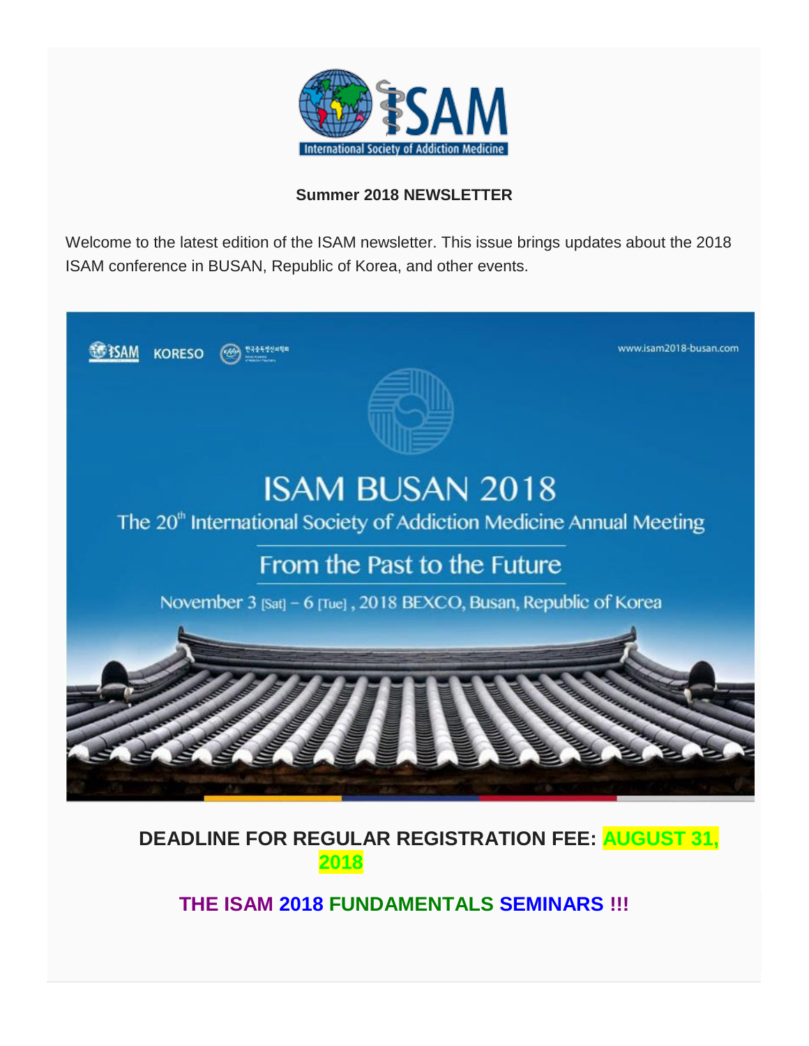**Summer 2018 NEWSLETTER**

Welcome to the latest edition of the ISAM newsletter. This issue brings updates about the 2018 ISAM conference in BUSAN, Republic of Korea, and other events.

ISAM KORESO

www.isam2018-busan.com

# ISAM BUSAN 2018

The 20th International Society of Addiction Medicine Annual Meeting

From the Past to the Future

November 3 [Sat] – 6 [Tue], 2018 BEXCO, Busan, Republic of Korea

**DEADLINE FOR REGULAR REGISTRATION FEE: AUGUST 31, 2018**

**THE ISAM 2018 FUNDAMENTALS SEMINARS !!!**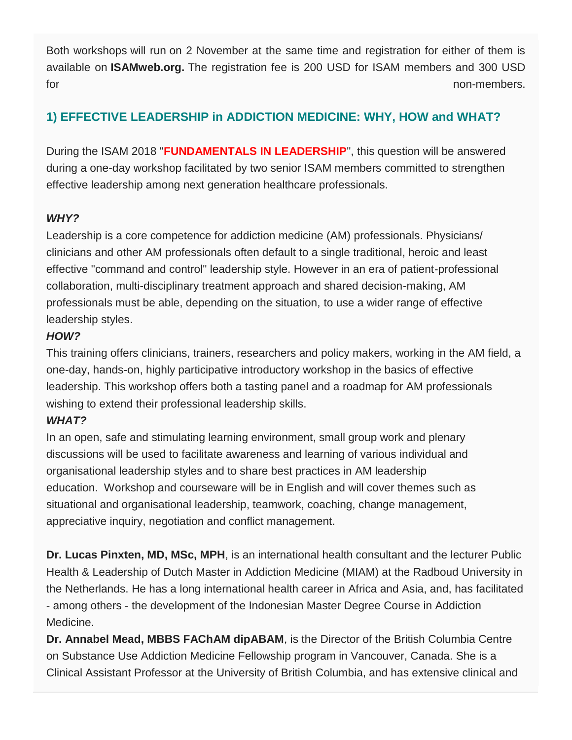Both workshops will run on 2 November at the same time and registration for either of them is available on **ISAMweb.org.** The registration fee is 200 USD for ISAM members and 300 USD for non-members.

## 1) EFFECTIVE LEADERSHIP in ADDICTION MEDICINE: WHY, HOW and WHAT?

During the ISAM 2018 "**FUNDAMENTALS IN LEADERSHIP**", this question will be answered during a one-day workshop facilitated by two senior ISAM members committed to strengthen effective leadership among next generation healthcare professionals.

***WHY?***
Leadership is a core competence for addiction medicine (AM) professionals. Physicians/ clinicians and other AM professionals often default to a single traditional, heroic and least effective "command and control" leadership style. However in an era of patient-professional collaboration, multi-disciplinary treatment approach and shared decision-making, AM professionals must be able, depending on the situation, to use a wider range of effective leadership styles.

***HOW?***
This training offers clinicians, trainers, researchers and policy makers, working in the AM field, a one-day, hands-on, highly participative introductory workshop in the basics of effective leadership. This workshop offers both a tasting panel and a roadmap for AM professionals wishing to extend their professional leadership skills.

***WHAT?***
In an open, safe and stimulating learning environment, small group work and plenary discussions will be used to facilitate awareness and learning of various individual and organisational leadership styles and to share best practices in AM leadership education. Workshop and courseware will be in English and will cover themes such as situational and organisational leadership, teamwork, coaching, change management, appreciative inquiry, negotiation and conflict management.

**Dr. Lucas Pinxten, MD, MSc, MPH**, is an international health consultant and the lecturer Public Health & Leadership of Dutch Master in Addiction Medicine (MIAM) at the Radboud University in the Netherlands. He has a long international health career in Africa and Asia, and, has facilitated - among others - the development of the Indonesian Master Degree Course in Addiction Medicine.

**Dr. Annabel Mead, MBBS FAChAM dipABAM**, is the Director of the British Columbia Centre on Substance Use Addiction Medicine Fellowship program in Vancouver, Canada. She is a Clinical Assistant Professor at the University of British Columbia, and has extensive clinical and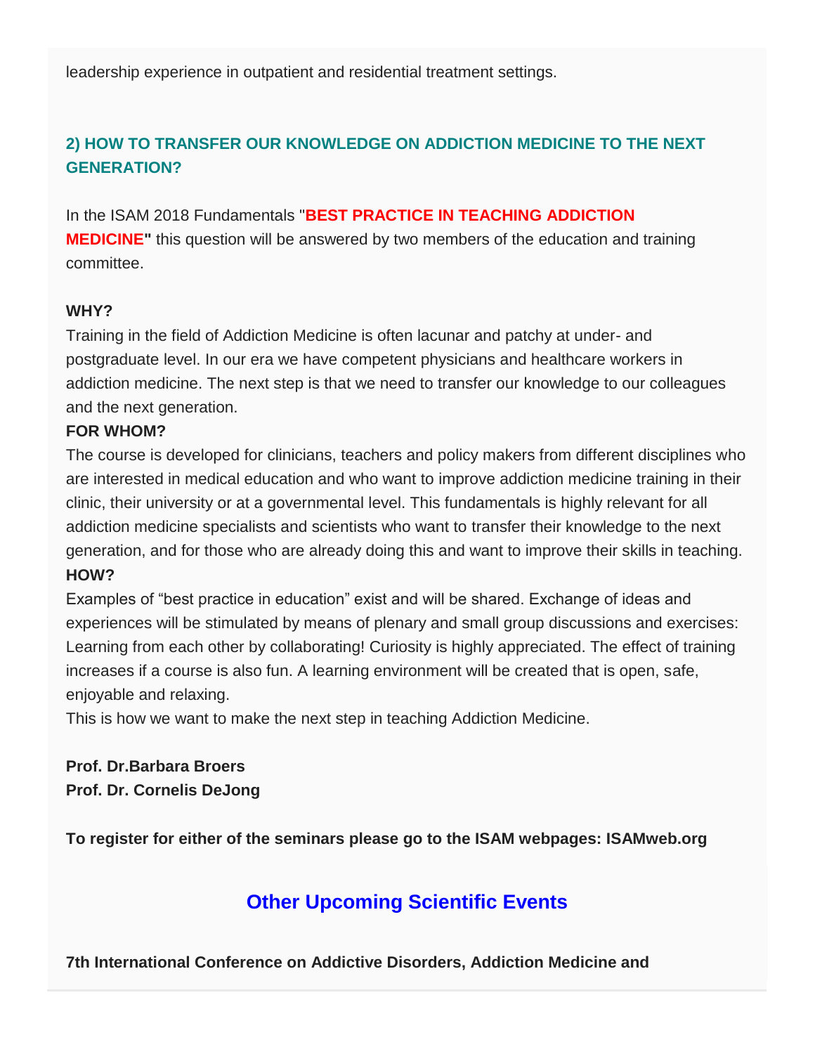leadership experience in outpatient and residential treatment settings.

## 2) HOW TO TRANSFER OUR KNOWLEDGE ON ADDICTION MEDICINE TO THE NEXT GENERATION?

In the ISAM 2018 Fundamentals "**BEST PRACTICE IN TEACHING ADDICTION MEDICINE"** this question will be answered by two members of the education and training committee.

**WHY?**
Training in the field of Addiction Medicine is often lacunar and patchy at under- and postgraduate level. In our era we have competent physicians and healthcare workers in addiction medicine. The next step is that we need to transfer our knowledge to our colleagues and the next generation.
**FOR WHOM?**
The course is developed for clinicians, teachers and policy makers from different disciplines who are interested in medical education and who want to improve addiction medicine training in their clinic, their university or at a governmental level. This fundamentals is highly relevant for all addiction medicine specialists and scientists who want to transfer their knowledge to the next generation, and for those who are already doing this and want to improve their skills in teaching.
**HOW?**
Examples of "best practice in education" exist and will be shared. Exchange of ideas and experiences will be stimulated by means of plenary and small group discussions and exercises: Learning from each other by collaborating! Curiosity is highly appreciated. The effect of training increases if a course is also fun. A learning environment will be created that is open, safe, enjoyable and relaxing.
This is how we want to make the next step in teaching Addiction Medicine.

**Prof. Dr.Barbara Broers**
**Prof. Dr. Cornelis DeJong**

**To register for either of the seminars please go to the ISAM webpages: ISAMweb.org**

## Other Upcoming Scientific Events

**7th International Conference on Addictive Disorders, Addiction Medicine and**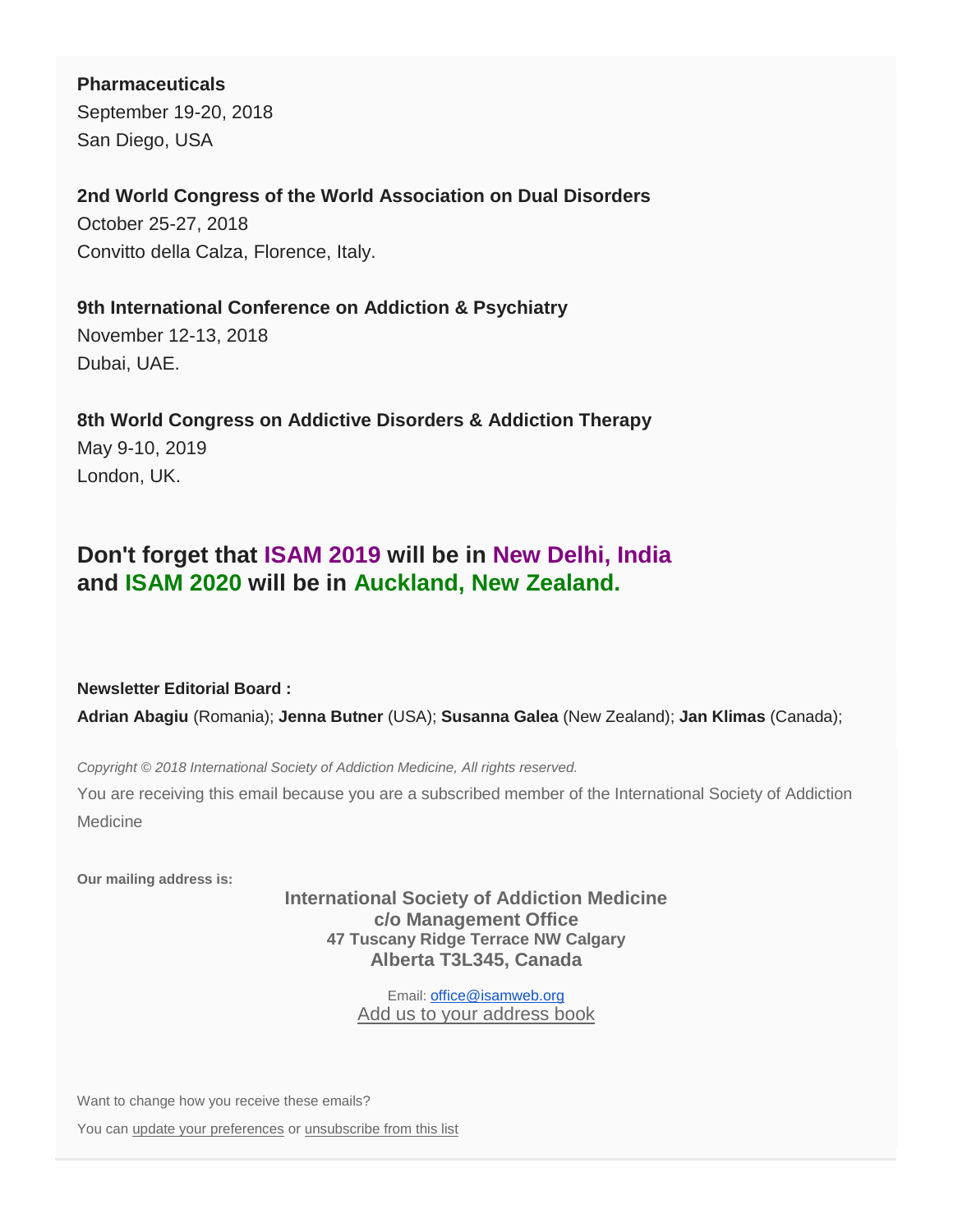**Pharmaceuticals**
September 19-20, 2018
San Diego, USA

**2nd World Congress of the World Association on Dual Disorders**
October 25-27, 2018
Convitto della Calza, Florence, Italy.

**9th International Conference on Addiction & Psychiatry**
November 12-13, 2018
Dubai, UAE.

**8th World Congress on Addictive Disorders & Addiction Therapy**
May 9-10, 2019
London, UK.

## Don't forget that ISAM 2019 will be in New Delhi, India and ISAM 2020 will be in Auckland, New Zealand.

**Newsletter Editorial Board :**

**Adrian Abagiu** (Romania); **Jenna Butner** (USA); **Susanna Galea** (New Zealand); **Jan Klimas** (Canada);

*Copyright © 2018 International Society of Addiction Medicine, All rights reserved.*

You are receiving this email because you are a subscribed member of the International Society of Addiction Medicine

**Our mailing address is:**

**International Society of Addiction Medicine**
**c/o Management Office**
**47 Tuscany Ridge Terrace NW Calgary**
**Alberta T3L345, Canada**

Email: office@isamweb.org
Add us to your address book

Want to change how you receive these emails?

You can update your preferences or unsubscribe from this list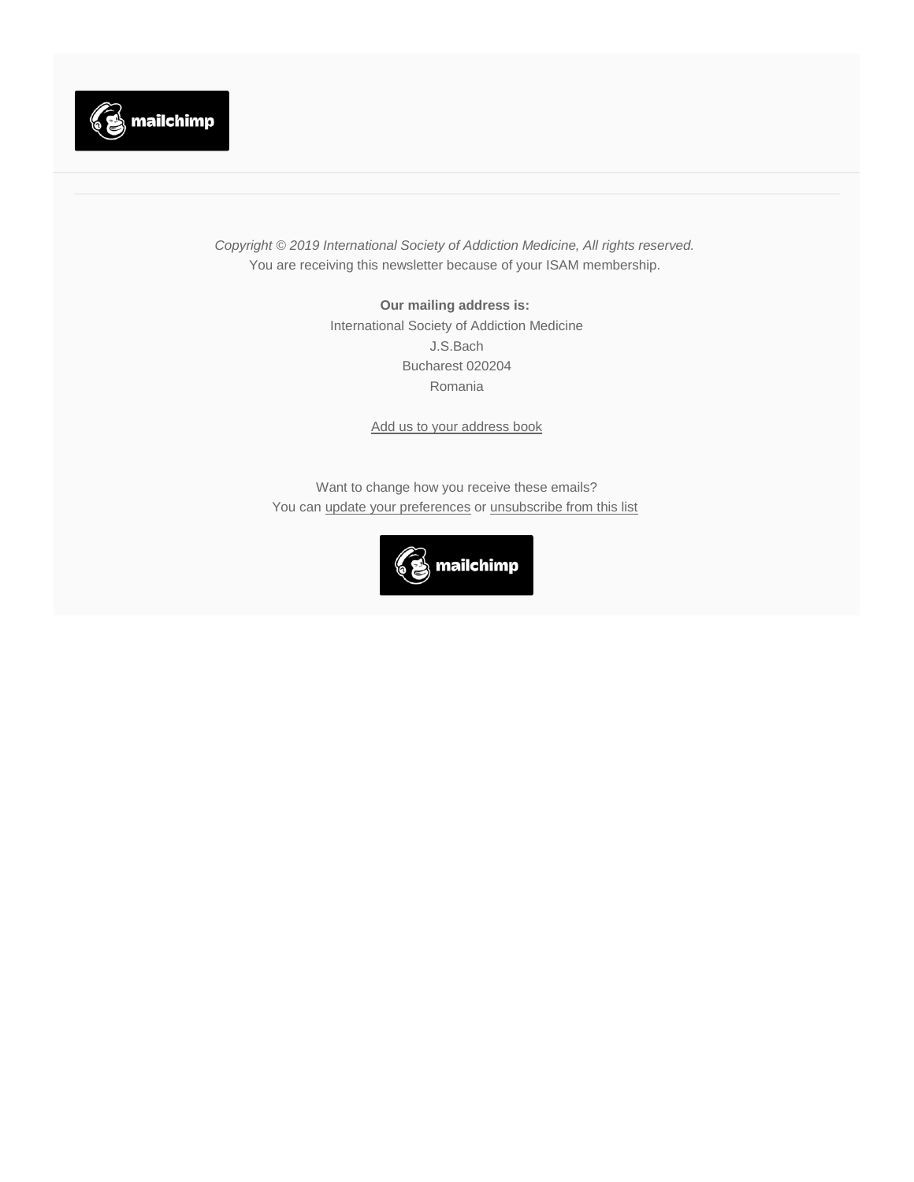*Copyright © 2019 International Society of Addiction Medicine, All rights reserved.*
You are receiving this newsletter because of your ISAM membership.

**Our mailing address is:**
International Society of Addiction Medicine
J.S.Bach
Bucharest 020204
Romania

Add us to your address book

Want to change how you receive these emails?
You can update your preferences or unsubscribe from this list